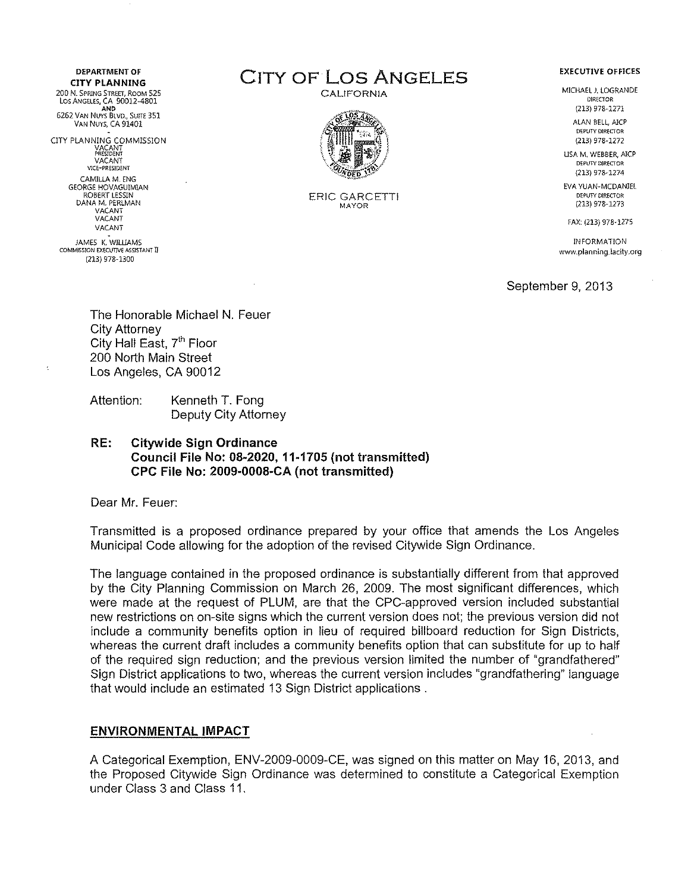**DEPARTMENT OF**
**CITY PLANNING**
200 N. SPRING STREET, ROOM 525
LOS ANGELES, CA 90012-4801
AND
6262 VAN NUYS BLVD., SUITE 351
VAN NUYS, CA 91401

CITY PLANNING COMMISSION
VACANT
PRESIDENT
VACANT
VICE-PRESIDENT
CAMILLA M. ENG
GEORGE HOVAGUIMIAN
ROBERT LESSIN
DANA M. PERLMAN
VACANT
VACANT
VACANT

JAMES K. WILLIAMS
COMMISSION EXECUTIVE ASSISTANT II
(213) 978-1300

# CITY OF LOS ANGELES

CALIFORNIA

ERIC GARCETTI
MAYOR

**EXECUTIVE OFFICES**

MICHAEL J. LOGRANDE
DIRECTOR
(213) 978-1271

ALAN BELL, AICP
DEPUTY DIRECTOR
(213) 978-1272

LISA M. WEBBER, AICP
DEPUTY DIRECTOR
(213) 978-1274

EVA YUAN-MCDANIEL
DEPUTY DIRECTOR
(213) 978-1273

FAX: (213) 978-1275

INFORMATION
www.planning.lacity.org

September 9, 2013

The Honorable Michael N. Feuer
City Attorney
City Hall East, 7th Floor
200 North Main Street
Los Angeles, CA 90012

Attention: Kenneth T. Fong
Deputy City Attorney

**RE: Citywide Sign Ordinance**
**Council File No: 08-2020, 11-1705 (not transmitted)**
**CPC File No: 2009-0008-CA (not transmitted)**

Dear Mr. Feuer:

Transmitted is a proposed ordinance prepared by your office that amends the Los Angeles Municipal Code allowing for the adoption of the revised Citywide Sign Ordinance.

The language contained in the proposed ordinance is substantially different from that approved by the City Planning Commission on March 26, 2009. The most significant differences, which were made at the request of PLUM, are that the CPC-approved version included substantial new restrictions on on-site signs which the current version does not; the previous version did not include a community benefits option in lieu of required billboard reduction for Sign Districts, whereas the current draft includes a community benefits option that can substitute for up to half of the required sign reduction; and the previous version limited the number of "grandfathered" Sign District applications to two, whereas the current version includes "grandfathering" language that would include an estimated 13 Sign District applications .

## ENVIRONMENTAL IMPACT

A Categorical Exemption, ENV-2009-0009-CE, was signed on this matter on May 16, 2013, and the Proposed Citywide Sign Ordinance was determined to constitute a Categorical Exemption under Class 3 and Class 11.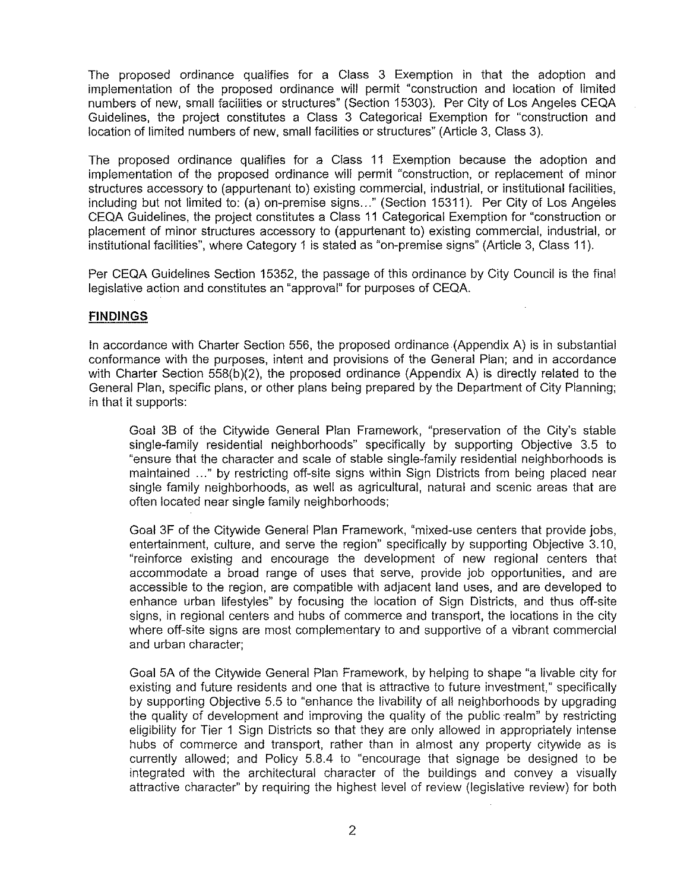The proposed ordinance qualifies for a Class 3 Exemption in that the adoption and implementation of the proposed ordinance will permit "construction and location of limited numbers of new, small facilities or structures" (Section 15303). Per City of Los Angeles CEQA Guidelines, the project constitutes a Class 3 Categorical Exemption for "construction and location of limited numbers of new, small facilities or structures" (Article 3, Class 3).

The proposed ordinance qualifies for a Class 11 Exemption because the adoption and implementation of the proposed ordinance will permit "construction, or replacement of minor structures accessory to (appurtenant to) existing commercial, industrial, or institutional facilities, including but not limited to: (a) on-premise signs…" (Section 15311). Per City of Los Angeles CEQA Guidelines, the project constitutes a Class 11 Categorical Exemption for "construction or placement of minor structures accessory to (appurtenant to) existing commercial, industrial, or institutional facilities", where Category 1 is stated as "on-premise signs" (Article 3, Class 11).

Per CEQA Guidelines Section 15352, the passage of this ordinance by City Council is the final legislative action and constitutes an "approval" for purposes of CEQA.

## FINDINGS

In accordance with Charter Section 556, the proposed ordinance (Appendix A) is in substantial conformance with the purposes, intent and provisions of the General Plan; and in accordance with Charter Section 558(b)(2), the proposed ordinance (Appendix A) is directly related to the General Plan, specific plans, or other plans being prepared by the Department of City Planning; in that it supports:

> Goal 3B of the Citywide General Plan Framework, "preservation of the City's stable single-family residential neighborhoods" specifically by supporting Objective 3.5 to "ensure that the character and scale of stable single-family residential neighborhoods is maintained …" by restricting off-site signs within Sign Districts from being placed near single family neighborhoods, as well as agricultural, natural and scenic areas that are often located near single family neighborhoods;
>
> Goal 3F of the Citywide General Plan Framework, "mixed-use centers that provide jobs, entertainment, culture, and serve the region" specifically by supporting Objective 3.10, "reinforce existing and encourage the development of new regional centers that accommodate a broad range of uses that serve, provide job opportunities, and are accessible to the region, are compatible with adjacent land uses, and are developed to enhance urban lifestyles" by focusing the location of Sign Districts, and thus off-site signs, in regional centers and hubs of commerce and transport, the locations in the city where off-site signs are most complementary to and supportive of a vibrant commercial and urban character;
>
> Goal 5A of the Citywide General Plan Framework, by helping to shape "a livable city for existing and future residents and one that is attractive to future investment," specifically by supporting Objective 5.5 to "enhance the livability of all neighborhoods by upgrading the quality of development and improving the quality of the public realm" by restricting eligibility for Tier 1 Sign Districts so that they are only allowed in appropriately intense hubs of commerce and transport, rather than in almost any property citywide as is currently allowed; and Policy 5.8.4 to "encourage that signage be designed to be integrated with the architectural character of the buildings and convey a visually attractive character" by requiring the highest level of review (legislative review) for both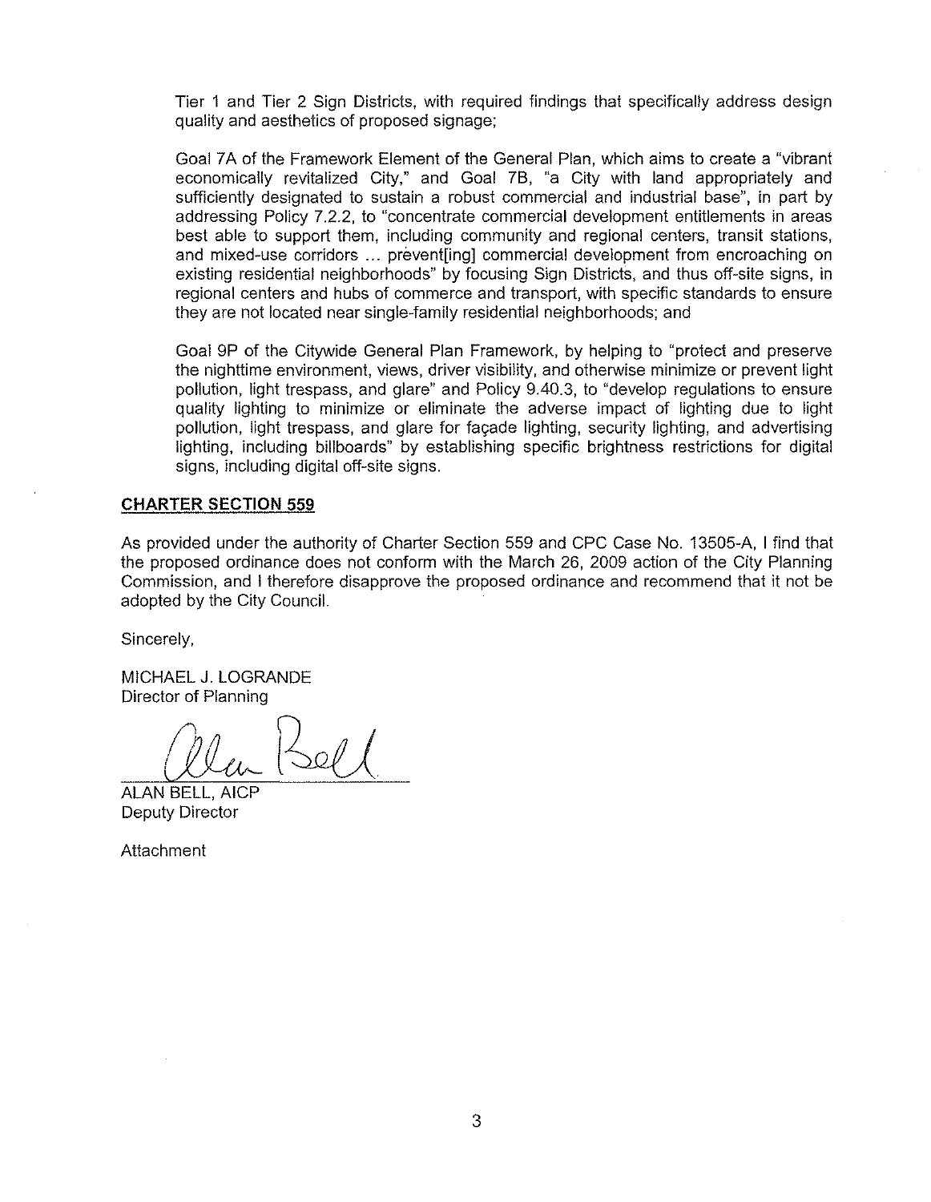Tier 1 and Tier 2 Sign Districts, with required findings that specifically address design quality and aesthetics of proposed signage;

Goal 7A of the Framework Element of the General Plan, which aims to create a "vibrant economically revitalized City," and Goal 7B, "a City with land appropriately and sufficiently designated to sustain a robust commercial and industrial base", in part by addressing Policy 7.2.2, to "concentrate commercial development entitlements in areas best able to support them, including community and regional centers, transit stations, and mixed-use corridors ... prevent[ing] commercial development from encroaching on existing residential neighborhoods" by focusing Sign Districts, and thus off-site signs, in regional centers and hubs of commerce and transport, with specific standards to ensure they are not located near single-family residential neighborhoods; and

Goal 9P of the Citywide General Plan Framework, by helping to "protect and preserve the nighttime environment, views, driver visibility, and otherwise minimize or prevent light pollution, light trespass, and glare" and Policy 9.40.3, to "develop regulations to ensure quality lighting to minimize or eliminate the adverse impact of lighting due to light pollution, light trespass, and glare for façade lighting, security lighting, and advertising lighting, including billboards" by establishing specific brightness restrictions for digital signs, including digital off-site signs.

**CHARTER SECTION 559**

As provided under the authority of Charter Section 559 and CPC Case No. 13505-A, I find that the proposed ordinance does not conform with the March 26, 2009 action of the City Planning Commission, and I therefore disapprove the proposed ordinance and recommend that it not be adopted by the City Council.

Sincerely,

MICHAEL J. LOGRANDE
Director of Planning

ALAN BELL, AICP
Deputy Director

Attachment